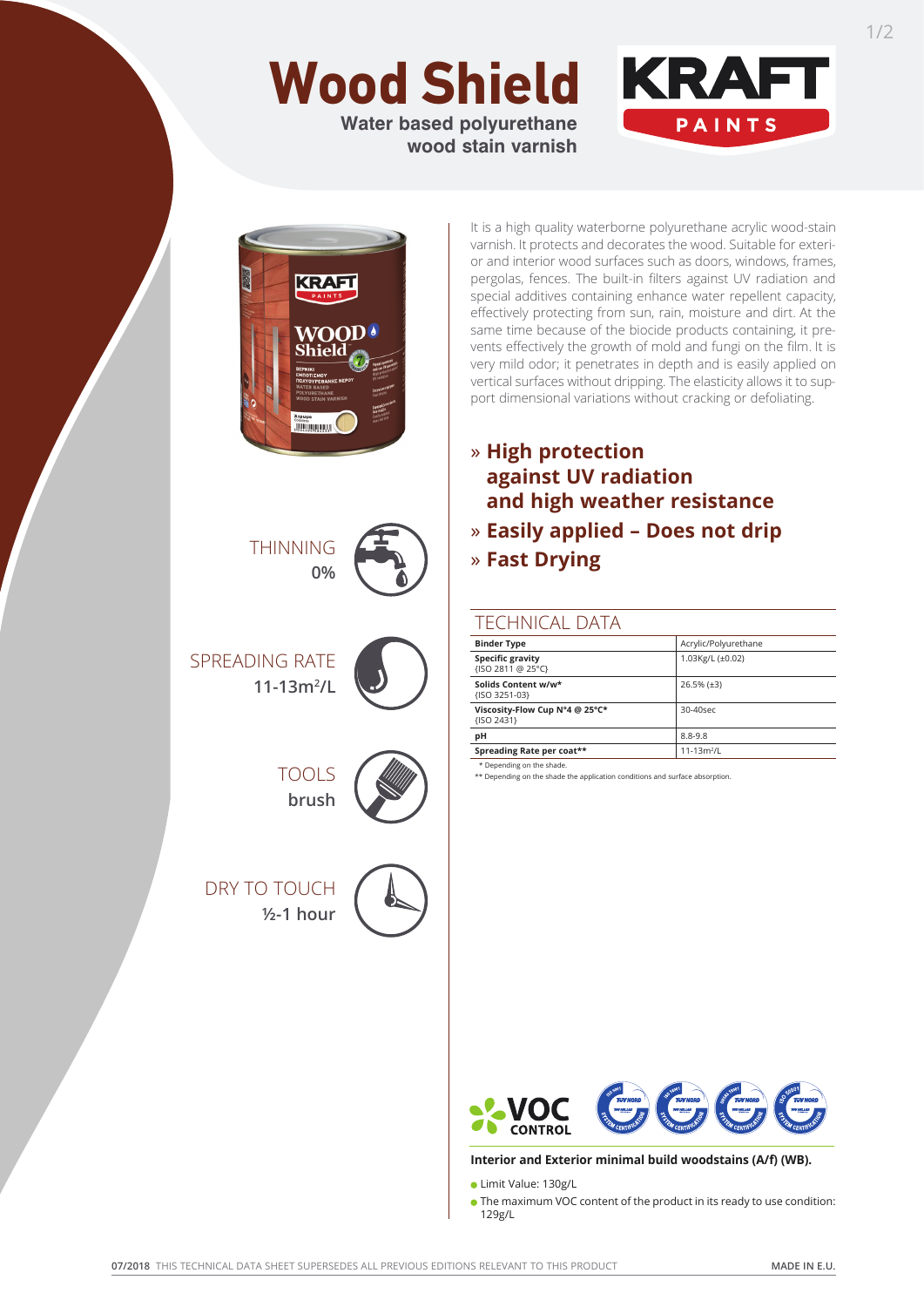# Wood Shield

**Water based polyurethane wood stain varnish**

KRAFT PAINTS

THINNING
**0%**

SPREADING RATE
**11-13m²/L**

TOOLS
**brush**

DRY TO TOUCH
**½-1 hour**

It is a high quality waterborne polyurethane acrylic wood-stain varnish. It protects and decorates the wood. Suitable for exterior and interior wood surfaces such as doors, windows, frames, pergolas, fences. The built-in filters against UV radiation and special additives containing enhance water repellent capacity, effectively protecting from sun, rain, moisture and dirt. At the same time because of the biocide products containing, it prevents effectively the growth of mold and fungi on the film. It is very mild odor; it penetrates in depth and is easily applied on vertical surfaces without dripping. The elasticity allows it to support dimensional variations without cracking or defoliating.

- » **High protection against UV radiation and high weather resistance**
- » **Easily applied – Does not drip**
- » **Fast Drying**

## TECHNICAL DATA

| | |
|---|---|
| **Binder Type** | Acrylic/Polyurethane |
| **Specific gravity** {ISO 2811 @ 25°C} | 1.03Kg/L (±0.02) |
| **Solids Content w/w*** {ISO 3251-03} | 26.5% (±3) |
| **Viscosity-Flow Cup N°4 @ 25°C*** {ISO 2431} | 30-40sec |
| **pH** | 8.8-9.8 |
| **Spreading Rate per coat**** | 11-13m²/L |

\* Depending on the shade.
** Depending on the shade the application conditions and surface absorption.

VOC CONTROL

**Interior and Exterior minimal build woodstains (A/f) (WB).**

- Limit Value: 130g/L
- The maximum VOC content of the product in its ready to use condition: 129g/L

**07/2018** THIS TECHNICAL DATA SHEET SUPERSEDES ALL PREVIOUS EDITIONS RELEVANT TO THIS PRODUCT

MADE IN E.U.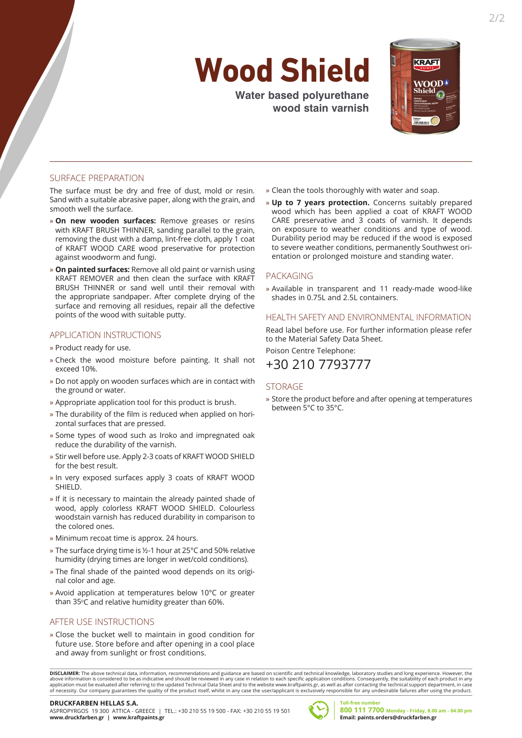# Wood Shield

**Water based polyurethane wood stain varnish**

## SURFACE PREPARATION

The surface must be dry and free of dust, mold or resin. Sand with a suitable abrasive paper, along with the grain, and smooth well the surface.

- **On new wooden surfaces:** Remove greases or resins with KRAFT BRUSH THINNER, sanding parallel to the grain, removing the dust with a damp, lint-free cloth, apply 1 coat of KRAFT WOOD CARE wood preservative for protection against woodworm and fungi.
- **On painted surfaces:** Remove all old paint or varnish using KRAFT REMOVER and then clean the surface with KRAFT BRUSH THINNER or sand well until their removal with the appropriate sandpaper. After complete drying of the surface and removing all residues, repair all the defective points of the wood with suitable putty.

## APPLICATION INSTRUCTIONS

- Product ready for use.
- Check the wood moisture before painting. It shall not exceed 10%.
- Do not apply on wooden surfaces which are in contact with the ground or water.
- Appropriate application tool for this product is brush.
- The durability of the film is reduced when applied on horizontal surfaces that are pressed.
- Some types of wood such as Iroko and impregnated oak reduce the durability of the varnish.
- Stir well before use. Apply 2-3 coats of KRAFT WOOD SHIELD for the best result.
- In very exposed surfaces apply 3 coats of KRAFT WOOD SHIELD.
- If it is necessary to maintain the already painted shade of wood, apply colorless KRAFT WOOD SHIELD. Colourless woodstain varnish has reduced durability in comparison to the colored ones.
- Minimum recoat time is approx. 24 hours.
- The surface drying time is ½-1 hour at 25°C and 50% relative humidity (drying times are longer in wet/cold conditions).
- The final shade of the painted wood depends on its original color and age.
- Avoid application at temperatures below 10°C or greater than 35°C and relative humidity greater than 60%.

## AFTER USE INSTRUCTIONS

- Close the bucket well to maintain in good condition for future use. Store before and after opening in a cool place and away from sunlight or frost conditions.
- Clean the tools thoroughly with water and soap.
- **Up to 7 years protection.** Concerns suitably prepared wood which has been applied a coat of KRAFT WOOD CARE preservative and 3 coats of varnish. It depends on exposure to weather conditions and type of wood. Durability period may be reduced if the wood is exposed to severe weather conditions, permanently Southwest orientation or prolonged moisture and standing water.

## PACKAGING

- Available in transparent and 11 ready-made wood-like shades in 0.75L and 2.5L containers.

## HEALTH SAFETY AND ENVIRONMENTAL INFORMATION

Read label before use. For further information please refer to the Material Safety Data Sheet.

Poison Centre Telephone:

+30 210 7793777

## STORAGE

- Store the product before and after opening at temperatures between 5°C to 35°C.

**DISCLAIMER:** The above technical data, information, recommendations and guidance are based on scientific and technical knowledge, laboratory studies and long experience. However, the above information is considered to be as indicative and should be reviewed in any case in relation to each specific application conditions. Consequently, the suitability of each product in any application must be evaluated after referring to the updated Technical Data Sheet and to the website www.kraftpaints.gr, as well as after contacting the technical support department, in case of necessity. Our company guarantees the quality of the product itself, whilst in any case the user/applicant is exclusively responsible for any undesirable failures after using the product.

**DRUCKFARBEN HELLAS S.A.**
ASPROPYRGOS 19 300 ATTICA - GREECE | TEL.: +30 210 55 19 500 - FAX: +30 210 55 19 501
**www.druckfarben.gr | www.kraftpaints.gr**

**Toll-free number**
**800 111 7700** Monday - Friday, 8.00 am - 04.00 pm
**Email: paints.orders@druckfarben.gr**